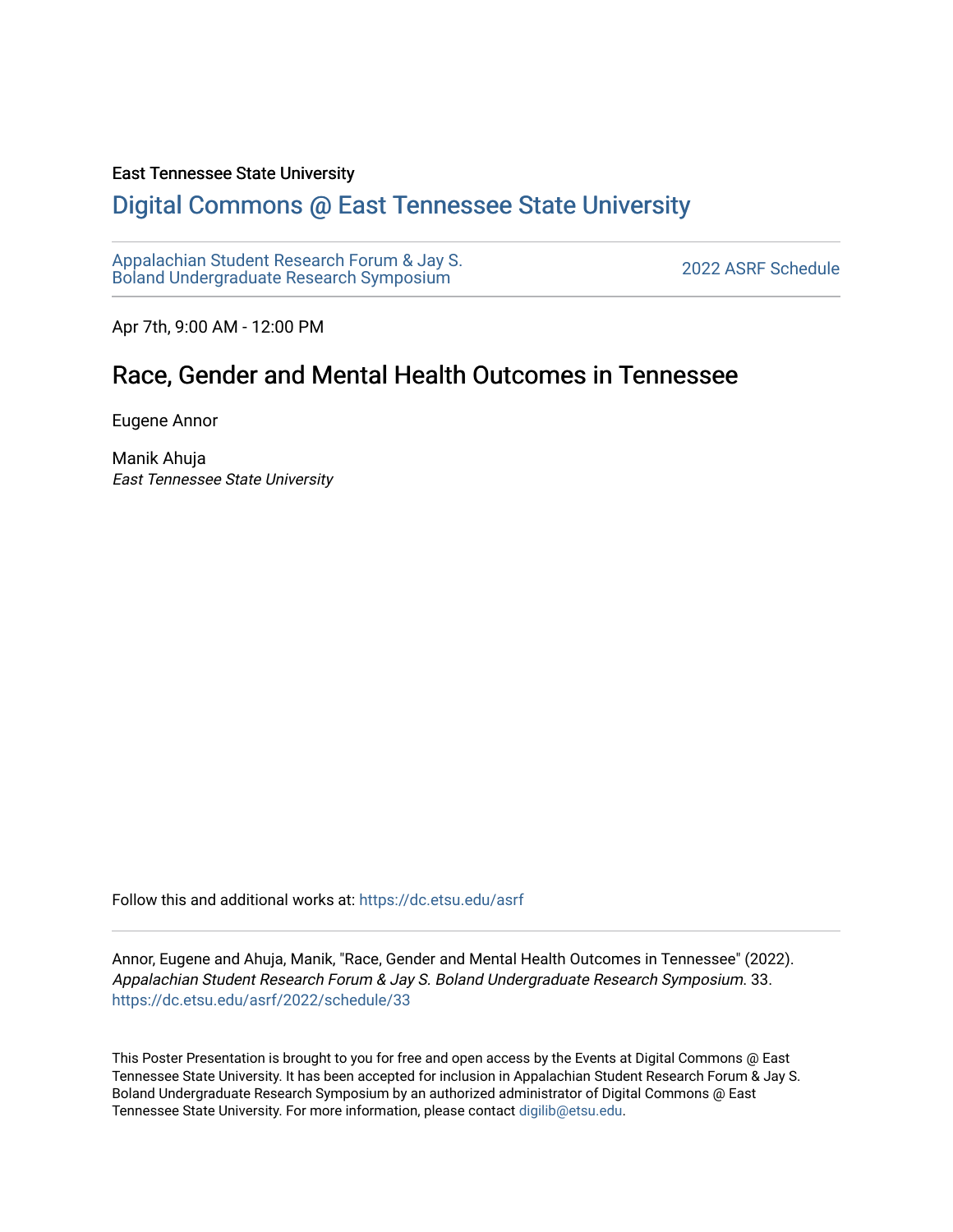East Tennessee State University

## Digital Commons @ East Tennessee State University

Appalachian Student Research Forum & Jay S. Boland Undergraduate Research Symposium

2022 ASRF Schedule

Apr 7th, 9:00 AM - 12:00 PM

# Race, Gender and Mental Health Outcomes in Tennessee

Eugene Annor

Manik Ahuja
*East Tennessee State University*

Follow this and additional works at: https://dc.etsu.edu/asrf

Annor, Eugene and Ahuja, Manik, "Race, Gender and Mental Health Outcomes in Tennessee" (2022). *Appalachian Student Research Forum & Jay S. Boland Undergraduate Research Symposium*. 33. https://dc.etsu.edu/asrf/2022/schedule/33

This Poster Presentation is brought to you for free and open access by the Events at Digital Commons @ East Tennessee State University. It has been accepted for inclusion in Appalachian Student Research Forum & Jay S. Boland Undergraduate Research Symposium by an authorized administrator of Digital Commons @ East Tennessee State University. For more information, please contact digilib@etsu.edu.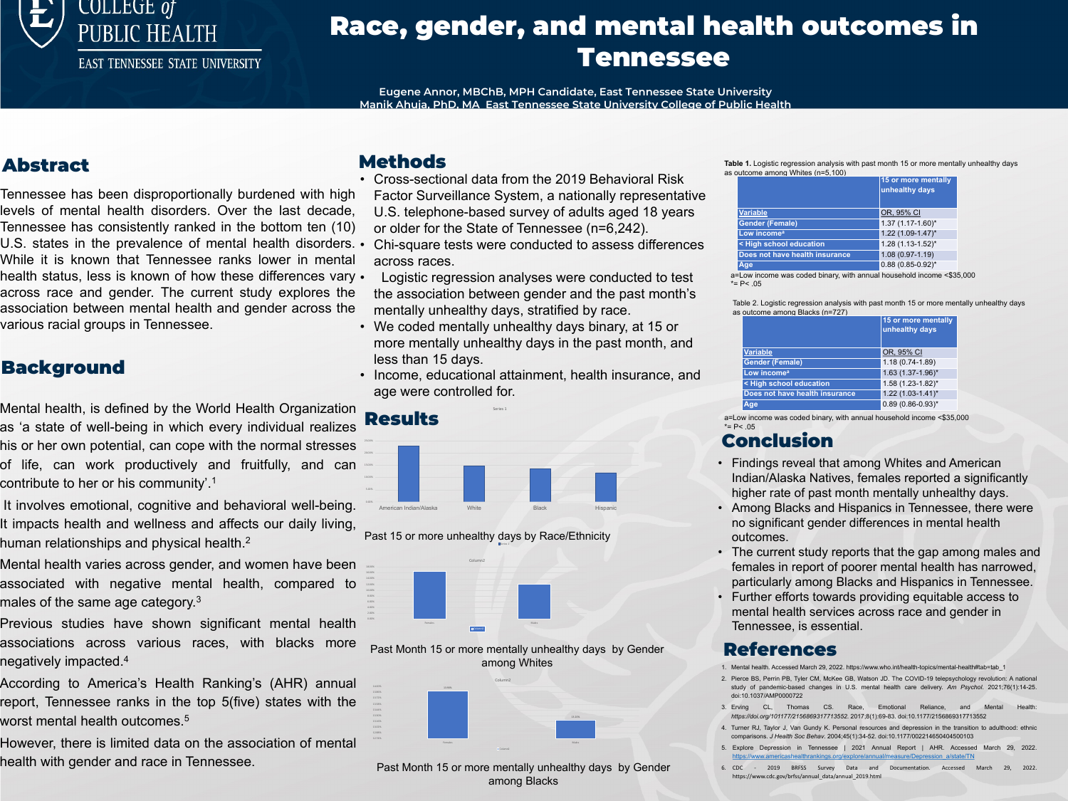# Race, gender, and mental health outcomes in Tennessee

Eugene Annor, MBChB, MPH Candidate, East Tennessee State University
Manik Ahuja, PhD, MA East Tennessee State University College of Public Health

## Abstract

Tennessee has been disproportionally burdened with high levels of mental health disorders. Over the last decade, Tennessee has consistently ranked in the bottom ten (10) U.S. states in the prevalence of mental health disorders. While it is known that Tennessee ranks lower in mental health status, less is known of how these differences vary across race and gender. The current study explores the association between mental health and gender across the various racial groups in Tennessee.

## Background

Mental health, is defined by the World Health Organization as 'a state of well-being in which every individual realizes his or her own potential, can cope with the normal stresses of life, can work productively and fruitfully, and can contribute to her or his community'.[1]

It involves emotional, cognitive and behavioral well-being. It impacts health and wellness and affects our daily living, human relationships and physical health.[2]

Mental health varies across gender, and women have been associated with negative mental health, compared to males of the same age category.[3]

Previous studies have shown significant mental health associations across various races, with blacks more negatively impacted.[4]

According to America's Health Ranking's (AHR) annual report, Tennessee ranks in the top 5(five) states with the worst mental health outcomes.[5]

However, there is limited data on the association of mental health with gender and race in Tennessee.

## Methods

- Cross-sectional data from the 2019 Behavioral Risk Factor Surveillance System, a nationally representative U.S. telephone-based survey of adults aged 18 years or older for the State of Tennessee (n=6,242).
- Chi-square tests were conducted to assess differences across races.
- Logistic regression analyses were conducted to test the association between gender and the past month's mentally unhealthy days, stratified by race.
- We coded mentally unhealthy days binary, at 15 or more mentally unhealthy days in the past month, and less than 15 days.
- Income, educational attainment, health insurance, and age were controlled for.

## Results

Series 1

American Indian/Alaska
White
Black
Hispanic

Past 15 or more unhealthy days by Race/Ethnicity

Column2

Females
Males

Past Month 15 or more mentally unhealthy days by Gender among Whites

Column2

Females
Males

Past Month 15 or more mentally unhealthy days by Gender among Blacks

**Table 1.** Logistic regression analysis with past month 15 or more mentally unhealthy days as outcome among Whites (n=5,100)

| Variable | 15 or more mentally unhealthy days OR, 95% CI |
|---|---|
| Gender (Female) | 1.37 (1.17-1.60)* |
| Low income[a] | 1.22 (1.09-1.47)* |
| < High school education | 1.28 (1.13-1.52)* |
| Does not have health insurance | 1.08 (0.97-1.19) |
| Age | 0.88 (0.85-0.92)* |

a=Low income was coded binary, with annual household income <$35,000
*= P< .05

Table 2. Logistic regression analysis with past month 15 or more mentally unhealthy days as outcome among Blacks (n=727)

| Variable | 15 or more mentally unhealthy days OR, 95% CI |
|---|---|
| Gender (Female) | 1.18 (0.74-1.89) |
| Low income[a] | 1.63 (1.37-1.96)* |
| < High school education | 1.58 (1.23-1.82)* |
| Does not have health insurance | 1.22 (1.03-1.41)* |
| Age | 0.89 (0.86-0.93)* |

a=Low income was coded binary, with annual household income <$35,000
*= P< .05

## Conclusion

- Findings reveal that among Whites and American Indian/Alaska Natives, females reported a significantly higher rate of past month mentally unhealthy days.
- Among Blacks and Hispanics in Tennessee, there were no significant gender differences in mental health outcomes.
- The current study reports that the gap among males and females in report of poorer mental health has narrowed, particularly among Blacks and Hispanics in Tennessee.
- Further efforts towards providing equitable access to mental health services across race and gender in Tennessee, is essential.

## References

1. Mental health. Accessed March 29, 2022. https://www.who.int/health-topics/mental-health#tab=tab_1
2. Pierce BS, Perrin PB, Tyler CM, McKee GB, Watson JD. The COVID-19 telepsychology revolution: A national study of pandemic-based changes in U.S. mental health care delivery. *Am Psychol.* 2021;76(1):14-25. doi:10.1037/AMP0000722
3. Erving CL, Thomas CS. Race, Emotional Reliance, and Mental Health: *https://doi.org/101177/2156869317713552.* 2017;8(1):69-83. doi:10.1177/2156869317713552
4. Turner RJ, Taylor J, Van Gundy K. Personal resources and depression in the transition to adulthood: ethnic comparisons. *J Health Soc Behav.* 2004;45(1):34-52. doi:10.1177/002214650404500103
5. Explore Depression in Tennessee | 2021 Annual Report | AHR. Accessed March 29, 2022. https://www.americashealthrankings.org/explore/annual/measure/Depression_a/state/TN
6. CDC - 2019 BRFSS Survey Data and Documentation. Accessed March 29, 2022. https://www.cdc.gov/brfss/annual_data/annual_2019.html